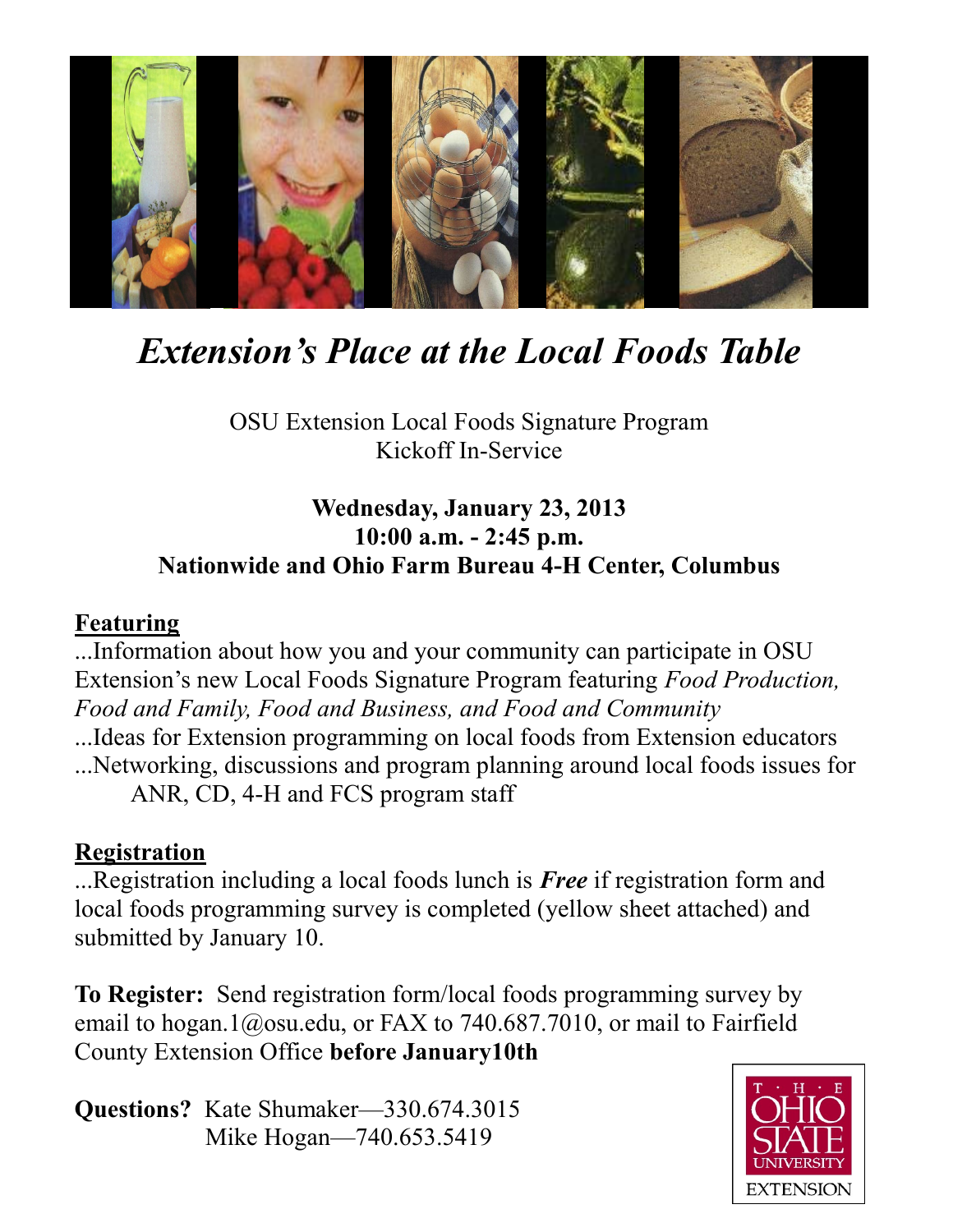# *Extension's Place at the Local Foods Table*

OSU Extension Local Foods Signature Program
Kickoff In-Service

**Wednesday, January 23, 2013**
**10:00 a.m. - 2:45 p.m.**
**Nationwide and Ohio Farm Bureau 4-H Center, Columbus**

## Featuring

...Information about how you and your community can participate in OSU Extension's new Local Foods Signature Program featuring *Food Production, Food and Family, Food and Business, and Food and Community*
...Ideas for Extension programming on local foods from Extension educators
...Networking, discussions and program planning around local foods issues for ANR, CD, 4-H and FCS program staff

## Registration

...Registration including a local foods lunch is ***Free*** if registration form and local foods programming survey is completed (yellow sheet attached) and submitted by January 10.

**To Register:** Send registration form/local foods programming survey by email to hogan.1@osu.edu, or FAX to 740.687.7010, or mail to Fairfield County Extension Office **before January10th**

**Questions?** Kate Shumaker—330.674.3015
Mike Hogan—740.653.5419

THE OHIO STATE UNIVERSITY EXTENSION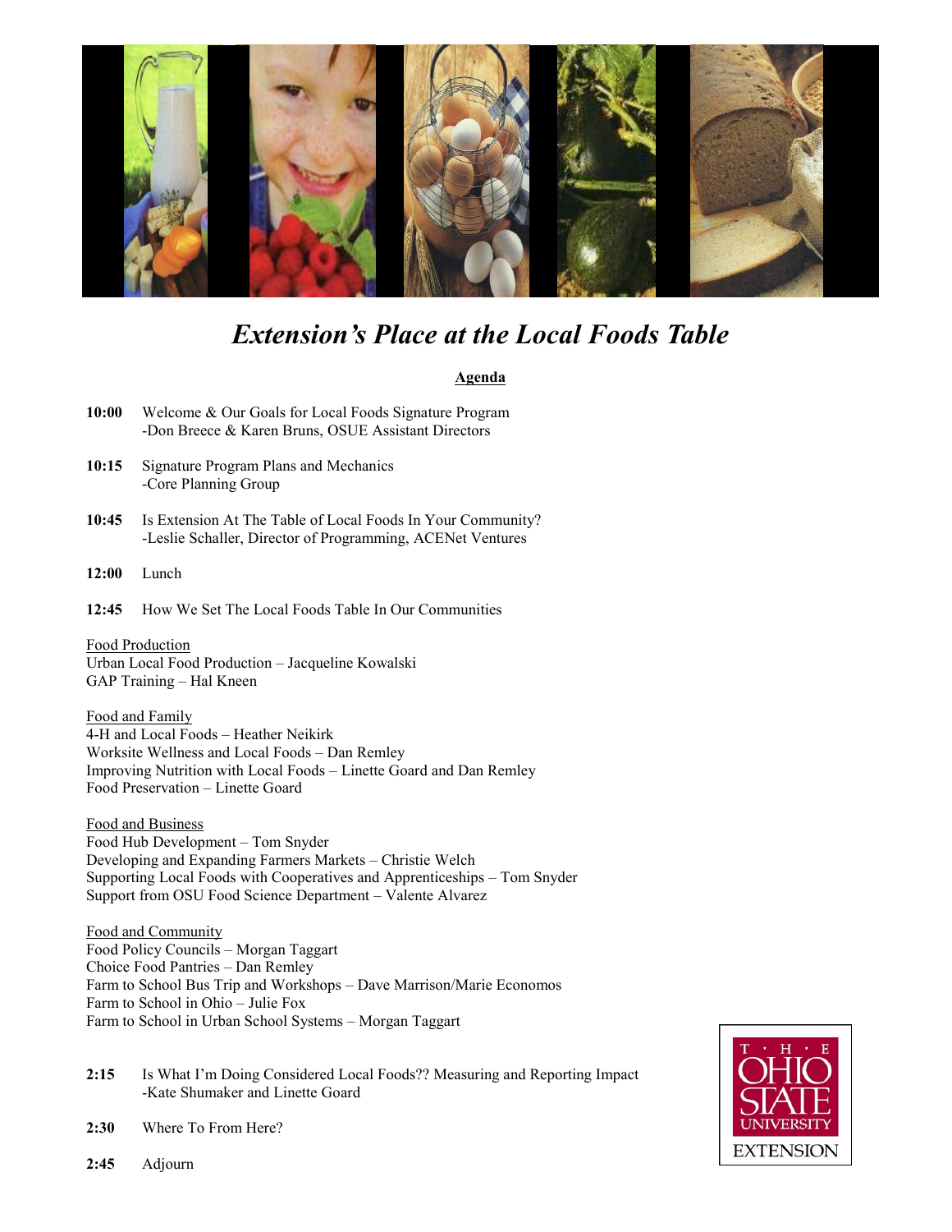# *Extension's Place at the Local Foods Table*

**Agenda**

**10:00** Welcome & Our Goals for Local Foods Signature Program
-Don Breece & Karen Bruns, OSUE Assistant Directors

**10:15** Signature Program Plans and Mechanics
-Core Planning Group

**10:45** Is Extension At The Table of Local Foods In Your Community?
-Leslie Schaller, Director of Programming, ACENet Ventures

**12:00** Lunch

**12:45** How We Set The Local Foods Table In Our Communities

Food Production
Urban Local Food Production – Jacqueline Kowalski
GAP Training – Hal Kneen

Food and Family
4-H and Local Foods – Heather Neikirk
Worksite Wellness and Local Foods – Dan Remley
Improving Nutrition with Local Foods – Linette Goard and Dan Remley
Food Preservation – Linette Goard

Food and Business
Food Hub Development – Tom Snyder
Developing and Expanding Farmers Markets – Christie Welch
Supporting Local Foods with Cooperatives and Apprenticeships – Tom Snyder
Support from OSU Food Science Department – Valente Alvarez

Food and Community
Food Policy Councils – Morgan Taggart
Choice Food Pantries – Dan Remley
Farm to School Bus Trip and Workshops – Dave Marrison/Marie Economos
Farm to School in Ohio – Julie Fox
Farm to School in Urban School Systems – Morgan Taggart

**2:15** Is What I'm Doing Considered Local Foods?? Measuring and Reporting Impact
-Kate Shumaker and Linette Goard

**2:30** Where To From Here?

**2:45** Adjourn

THE OHIO STATE UNIVERSITY EXTENSION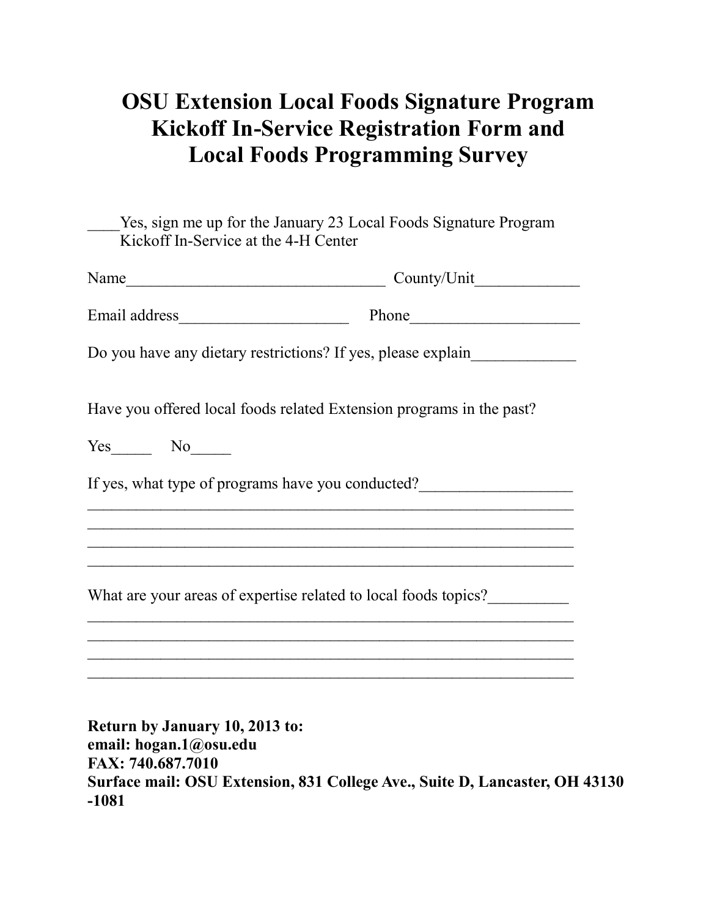# OSU Extension Local Foods Signature Program Kickoff In-Service Registration Form and Local Foods Programming Survey

____Yes, sign me up for the January 23 Local Foods Signature Program Kickoff In-Service at the 4-H Center

Name________________________________ County/Unit_____________

Email address_____________________ Phone_____________________

Do you have any dietary restrictions? If yes, please explain_____________

Have you offered local foods related Extension programs in the past?

Yes_____ No_____

If yes, what type of programs have you conducted?___________________

_______________________________________________________________

_______________________________________________________________

_______________________________________________________________

_______________________________________________________________

What are your areas of expertise related to local foods topics?__________

_______________________________________________________________

_______________________________________________________________

_______________________________________________________________

_______________________________________________________________

**Return by January 10, 2013 to:**
**email: hogan.1@osu.edu**
**FAX: 740.687.7010**
**Surface mail: OSU Extension, 831 College Ave., Suite D, Lancaster, OH 43130-1081**